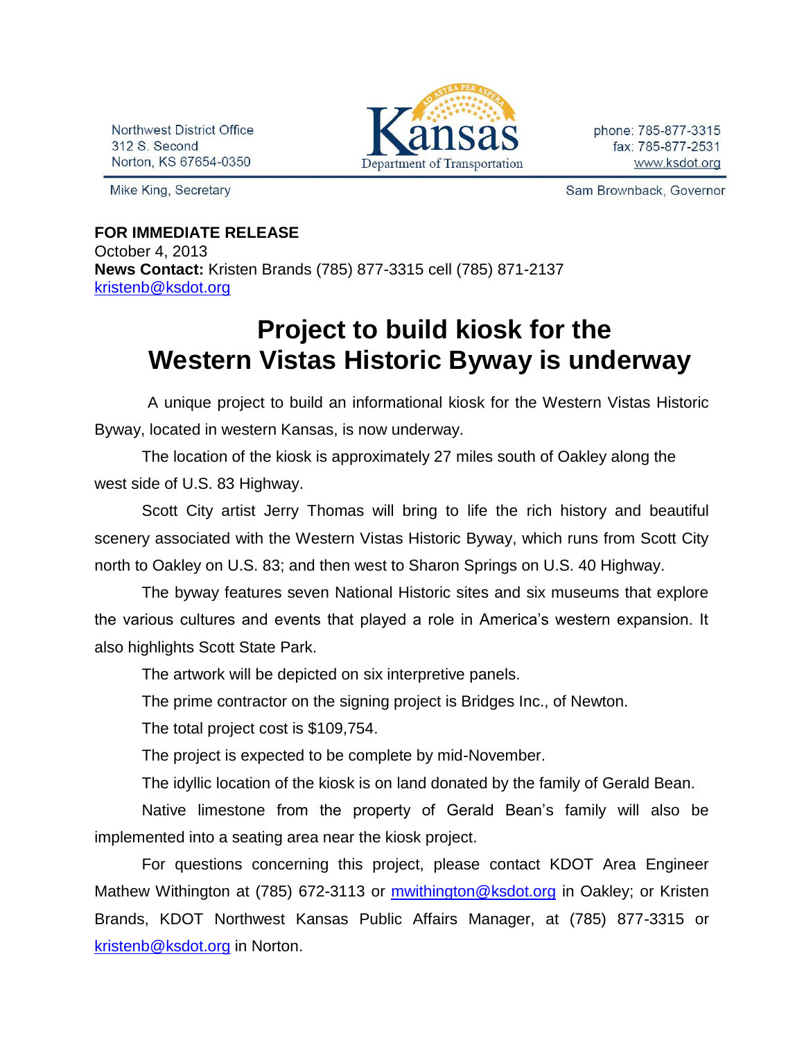Northwest District Office
312 S. Second
Norton, KS 67654-0350

Kansas Department of Transportation

phone: 785-877-3315
fax: 785-877-2531
www.ksdot.org

Mike King, Secretary

Sam Brownback, Governor

**FOR IMMEDIATE RELEASE**
October 4, 2013
**News Contact:** Kristen Brands (785) 877-3315 cell (785) 871-2137
kristenb@ksdot.org

# Project to build kiosk for the Western Vistas Historic Byway is underway

A unique project to build an informational kiosk for the Western Vistas Historic Byway, located in western Kansas, is now underway.

The location of the kiosk is approximately 27 miles south of Oakley along the west side of U.S. 83 Highway.

Scott City artist Jerry Thomas will bring to life the rich history and beautiful scenery associated with the Western Vistas Historic Byway, which runs from Scott City north to Oakley on U.S. 83; and then west to Sharon Springs on U.S. 40 Highway.

The byway features seven National Historic sites and six museums that explore the various cultures and events that played a role in America's western expansion. It also highlights Scott State Park.

The artwork will be depicted on six interpretive panels.

The prime contractor on the signing project is Bridges Inc., of Newton.

The total project cost is $109,754.

The project is expected to be complete by mid-November.

The idyllic location of the kiosk is on land donated by the family of Gerald Bean.

Native limestone from the property of Gerald Bean's family will also be implemented into a seating area near the kiosk project.

For questions concerning this project, please contact KDOT Area Engineer Mathew Withington at (785) 672-3113 or mwithington@ksdot.org in Oakley; or Kristen Brands, KDOT Northwest Kansas Public Affairs Manager, at (785) 877-3315 or kristenb@ksdot.org in Norton.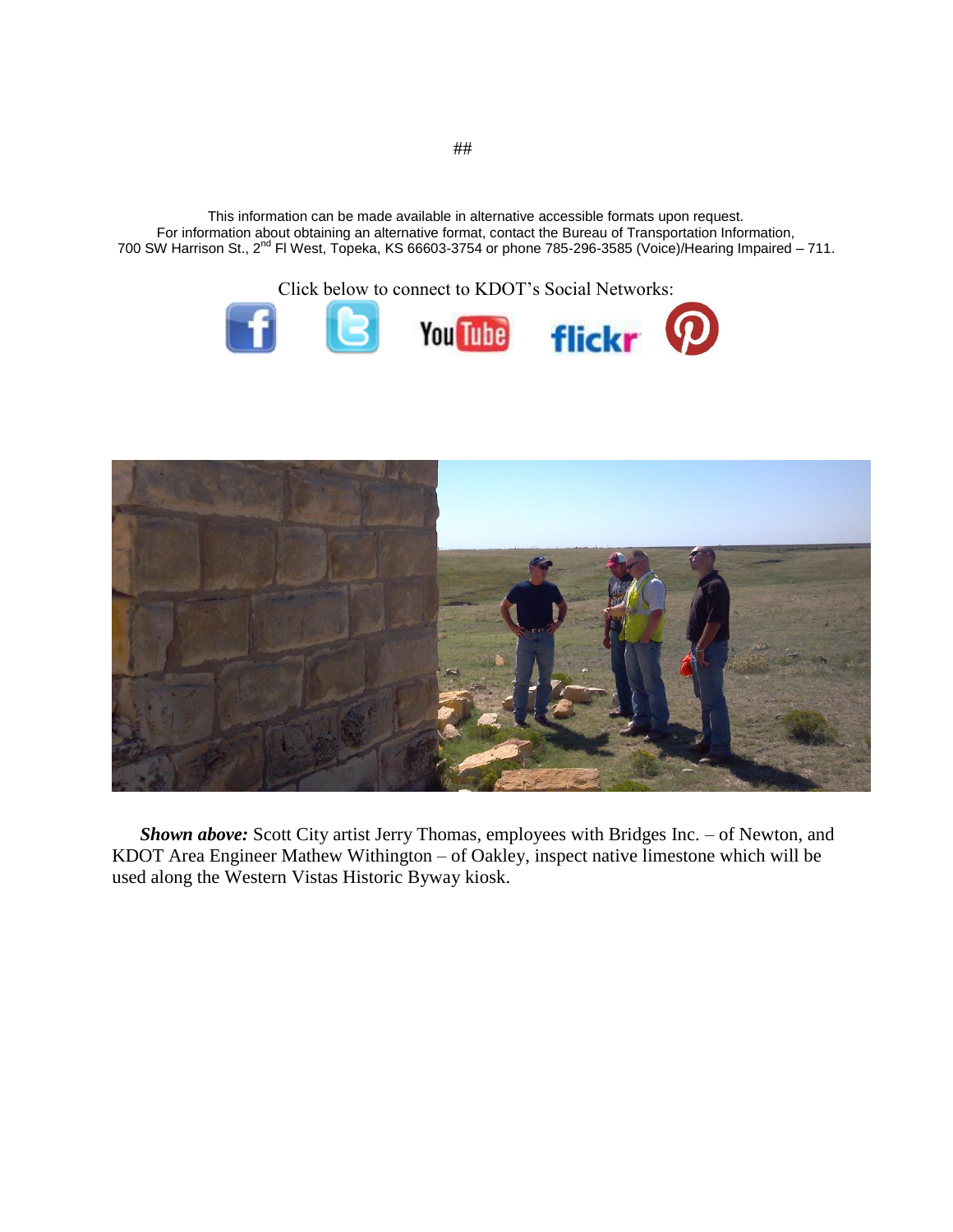##

This information can be made available in alternative accessible formats upon request.
For information about obtaining an alternative format, contact the Bureau of Transportation Information,
700 SW Harrison St., 2nd Fl West, Topeka, KS 66603-3754 or phone 785-296-3585 (Voice)/Hearing Impaired – 711.

Click below to connect to KDOT's Social Networks:

***Shown above:*** Scott City artist Jerry Thomas, employees with Bridges Inc. – of Newton, and KDOT Area Engineer Mathew Withington – of Oakley, inspect native limestone which will be used along the Western Vistas Historic Byway kiosk.